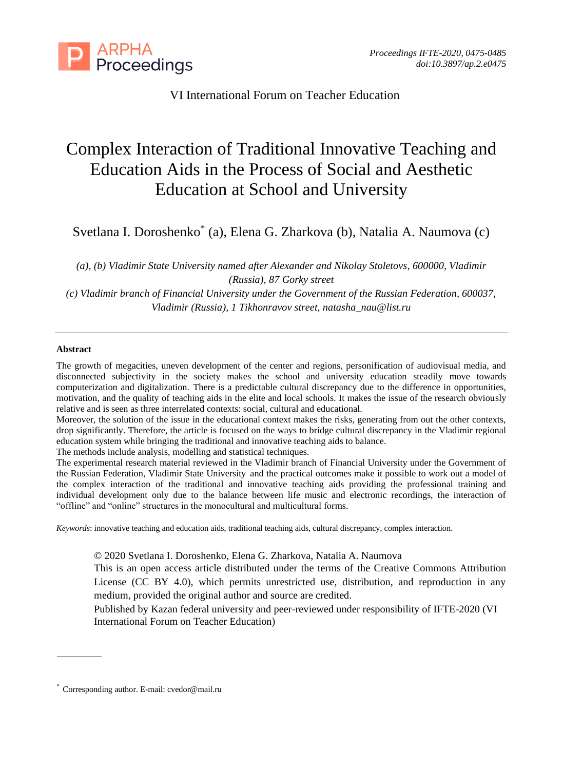VI International Forum on Teacher Education

# Complex Interaction of Traditional Innovative Teaching and Education Aids in the Process of Social and Aesthetic Education at School and University

Svetlana I. Doroshenko* (a), Elena G. Zharkova (b), Natalia A. Naumova (c)

*(a), (b) Vladimir State University named after Alexander and Nikolay Stoletovs, 600000, Vladimir (Russia), 87 Gorky street*

*(c) Vladimir branch of Financial University under the Government of the Russian Federation, 600037, Vladimir (Russia), 1 Tikhonravov street, natasha_nau@list.ru*

---

**Abstract**

The growth of megacities, uneven development of the center and regions, personification of audiovisual media, and disconnected subjectivity in the society makes the school and university education steadily move towards computerization and digitalization. There is a predictable cultural discrepancy due to the difference in opportunities, motivation, and the quality of teaching aids in the elite and local schools. It makes the issue of the research obviously relative and is seen as three interrelated contexts: social, cultural and educational.

Moreover, the solution of the issue in the educational context makes the risks, generating from out the other contexts, drop significantly. Therefore, the article is focused on the ways to bridge cultural discrepancy in the Vladimir regional education system while bringing the traditional and innovative teaching aids to balance.

The methods include analysis, modelling and statistical techniques.

The experimental research material reviewed in the Vladimir branch of Financial University under the Government of the Russian Federation, Vladimir State University and the practical outcomes make it possible to work out a model of the complex interaction of the traditional and innovative teaching aids providing the professional training and individual development only due to the balance between life music and electronic recordings, the interaction of "offline" and "online" structures in the monocultural and multicultural forms.

*Keywords*: innovative teaching and education aids, traditional teaching aids, cultural discrepancy, complex interaction.

© 2020 Svetlana I. Doroshenko, Elena G. Zharkova, Natalia A. Naumova

This is an open access article distributed under the terms of the Creative Commons Attribution License (CC BY 4.0), which permits unrestricted use, distribution, and reproduction in any medium, provided the original author and source are credited.

Published by Kazan federal university and peer-reviewed under responsibility of IFTE-2020 (VI International Forum on Teacher Education)

---

* Corresponding author. E-mail: cvedor@mail.ru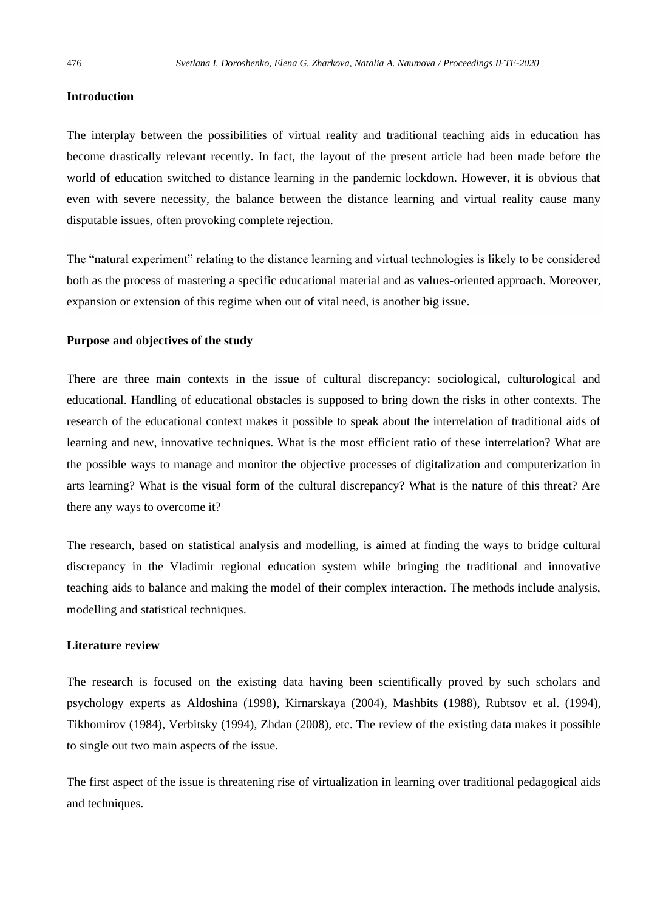## Introduction

The interplay between the possibilities of virtual reality and traditional teaching aids in education has become drastically relevant recently. In fact, the layout of the present article had been made before the world of education switched to distance learning in the pandemic lockdown. However, it is obvious that even with severe necessity, the balance between the distance learning and virtual reality cause many disputable issues, often provoking complete rejection.

The "natural experiment" relating to the distance learning and virtual technologies is likely to be considered both as the process of mastering a specific educational material and as values-oriented approach. Moreover, expansion or extension of this regime when out of vital need, is another big issue.

## Purpose and objectives of the study

There are three main contexts in the issue of cultural discrepancy: sociological, culturological and educational. Handling of educational obstacles is supposed to bring down the risks in other contexts. The research of the educational context makes it possible to speak about the interrelation of traditional aids of learning and new, innovative techniques. What is the most efficient ratio of these interrelation? What are the possible ways to manage and monitor the objective processes of digitalization and computerization in arts learning? What is the visual form of the cultural discrepancy? What is the nature of this threat? Are there any ways to overcome it?

The research, based on statistical analysis and modelling, is aimed at finding the ways to bridge cultural discrepancy in the Vladimir regional education system while bringing the traditional and innovative teaching aids to balance and making the model of their complex interaction. The methods include analysis, modelling and statistical techniques.

## Literature review

The research is focused on the existing data having been scientifically proved by such scholars and psychology experts as Aldoshina (1998), Kirnarskaya (2004), Mashbits (1988), Rubtsov et al. (1994), Tikhomirov (1984), Verbitsky (1994), Zhdan (2008), etc. The review of the existing data makes it possible to single out two main aspects of the issue.

The first aspect of the issue is threatening rise of virtualization in learning over traditional pedagogical aids and techniques.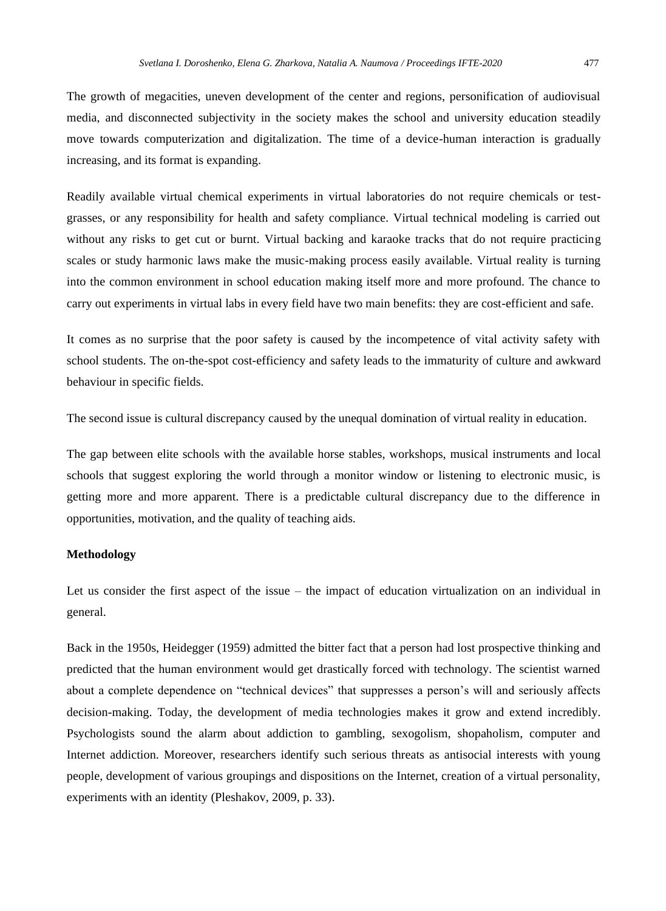The growth of megacities, uneven development of the center and regions, personification of audiovisual media, and disconnected subjectivity in the society makes the school and university education steadily move towards computerization and digitalization. The time of a device-human interaction is gradually increasing, and its format is expanding.

Readily available virtual chemical experiments in virtual laboratories do not require chemicals or test-grasses, or any responsibility for health and safety compliance. Virtual technical modeling is carried out without any risks to get cut or burnt. Virtual backing and karaoke tracks that do not require practicing scales or study harmonic laws make the music-making process easily available. Virtual reality is turning into the common environment in school education making itself more and more profound. The chance to carry out experiments in virtual labs in every field have two main benefits: they are cost-efficient and safe.

It comes as no surprise that the poor safety is caused by the incompetence of vital activity safety with school students. The on-the-spot cost-efficiency and safety leads to the immaturity of culture and awkward behaviour in specific fields.

The second issue is cultural discrepancy caused by the unequal domination of virtual reality in education.

The gap between elite schools with the available horse stables, workshops, musical instruments and local schools that suggest exploring the world through a monitor window or listening to electronic music, is getting more and more apparent. There is a predictable cultural discrepancy due to the difference in opportunities, motivation, and the quality of teaching aids.

**Methodology**

Let us consider the first aspect of the issue – the impact of education virtualization on an individual in general.

Back in the 1950s, Heidegger (1959) admitted the bitter fact that a person had lost prospective thinking and predicted that the human environment would get drastically forced with technology. The scientist warned about a complete dependence on "technical devices" that suppresses a person's will and seriously affects decision-making. Today, the development of media technologies makes it grow and extend incredibly. Psychologists sound the alarm about addiction to gambling, sexogolism, shopaholism, computer and Internet addiction. Moreover, researchers identify such serious threats as antisocial interests with young people, development of various groupings and dispositions on the Internet, creation of a virtual personality, experiments with an identity (Pleshakov, 2009, p. 33).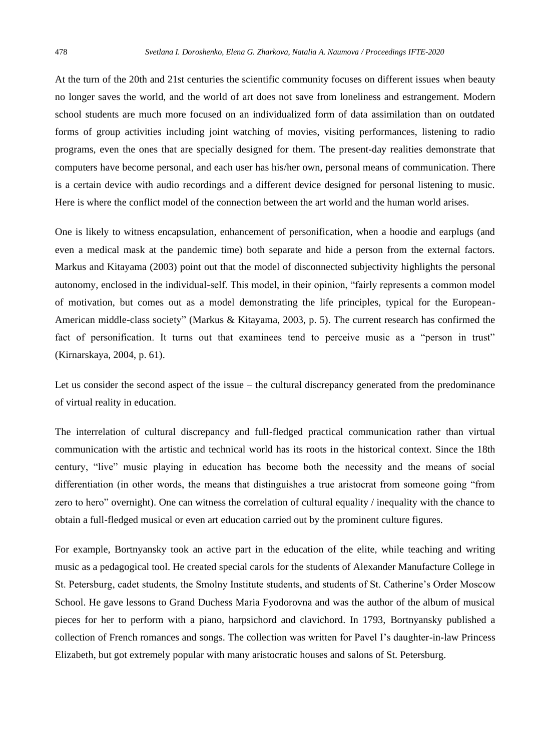At the turn of the 20th and 21st centuries the scientific community focuses on different issues when beauty no longer saves the world, and the world of art does not save from loneliness and estrangement. Modern school students are much more focused on an individualized form of data assimilation than on outdated forms of group activities including joint watching of movies, visiting performances, listening to radio programs, even the ones that are specially designed for them. The present-day realities demonstrate that computers have become personal, and each user has his/her own, personal means of communication. There is a certain device with audio recordings and a different device designed for personal listening to music. Here is where the conflict model of the connection between the art world and the human world arises.

One is likely to witness encapsulation, enhancement of personification, when a hoodie and earplugs (and even a medical mask at the pandemic time) both separate and hide a person from the external factors. Markus and Kitayama (2003) point out that the model of disconnected subjectivity highlights the personal autonomy, enclosed in the individual-self. This model, in their opinion, "fairly represents a common model of motivation, but comes out as a model demonstrating the life principles, typical for the European-American middle-class society" (Markus & Kitayama, 2003, p. 5). The current research has confirmed the fact of personification. It turns out that examinees tend to perceive music as a "person in trust" (Kirnarskaya, 2004, p. 61).

Let us consider the second aspect of the issue – the cultural discrepancy generated from the predominance of virtual reality in education.

The interrelation of cultural discrepancy and full-fledged practical communication rather than virtual communication with the artistic and technical world has its roots in the historical context. Since the 18th century, "live" music playing in education has become both the necessity and the means of social differentiation (in other words, the means that distinguishes a true aristocrat from someone going "from zero to hero" overnight). One can witness the correlation of cultural equality / inequality with the chance to obtain a full-fledged musical or even art education carried out by the prominent culture figures.

For example, Bortnyansky took an active part in the education of the elite, while teaching and writing music as a pedagogical tool. He created special carols for the students of Alexander Manufacture College in St. Petersburg, cadet students, the Smolny Institute students, and students of St. Catherine's Order Moscow School. He gave lessons to Grand Duchess Maria Fyodorovna and was the author of the album of musical pieces for her to perform with a piano, harpsichord and clavichord. In 1793, Bortnyansky published a collection of French romances and songs. The collection was written for Pavel I's daughter-in-law Princess Elizabeth, but got extremely popular with many aristocratic houses and salons of St. Petersburg.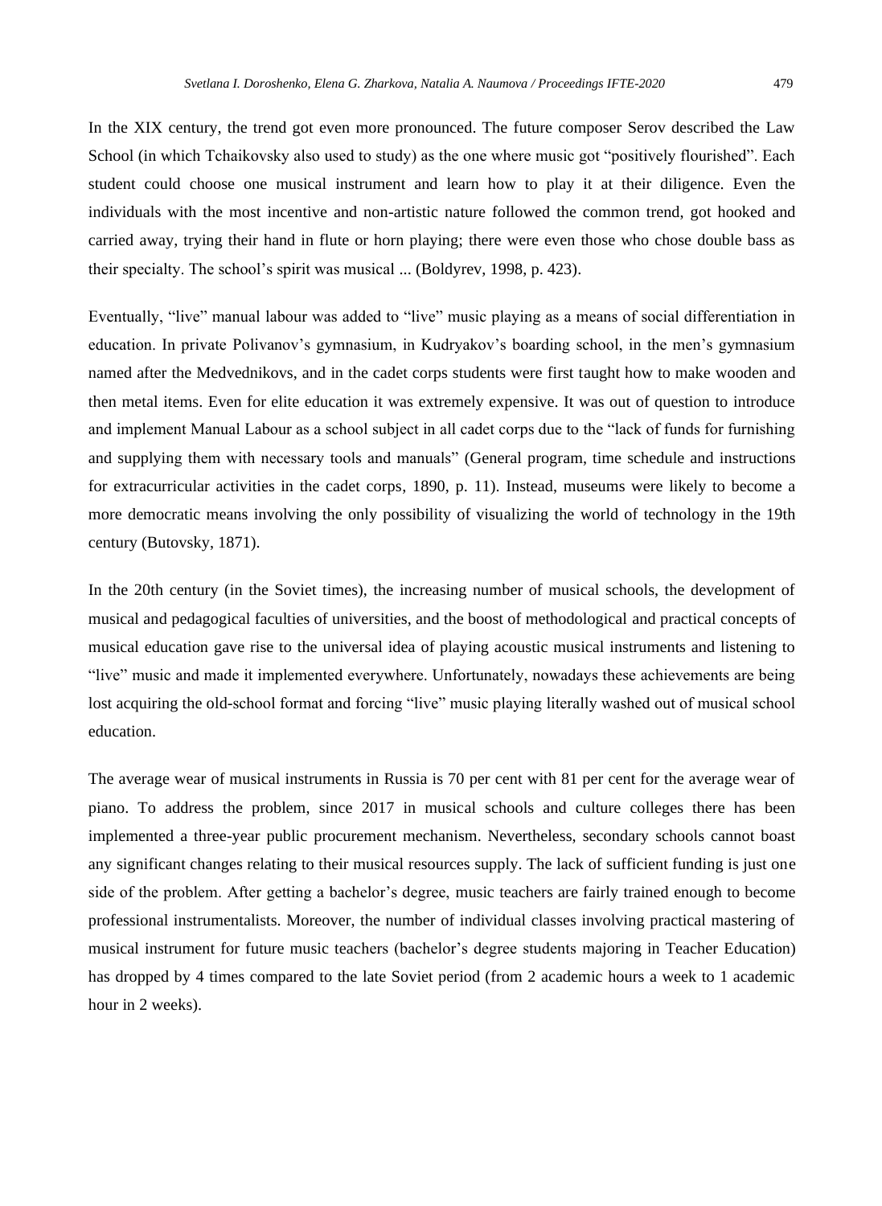In the XIX century, the trend got even more pronounced. The future composer Serov described the Law School (in which Tchaikovsky also used to study) as the one where music got "positively flourished". Each student could choose one musical instrument and learn how to play it at their diligence. Even the individuals with the most incentive and non-artistic nature followed the common trend, got hooked and carried away, trying their hand in flute or horn playing; there were even those who chose double bass as their specialty. The school's spirit was musical ... (Boldyrev, 1998, p. 423).

Eventually, "live" manual labour was added to "live" music playing as a means of social differentiation in education. In private Polivanov's gymnasium, in Kudryakov's boarding school, in the men's gymnasium named after the Medvednikovs, and in the cadet corps students were first taught how to make wooden and then metal items. Even for elite education it was extremely expensive. It was out of question to introduce and implement Manual Labour as a school subject in all cadet corps due to the "lack of funds for furnishing and supplying them with necessary tools and manuals" (General program, time schedule and instructions for extracurricular activities in the cadet corps, 1890, p. 11). Instead, museums were likely to become a more democratic means involving the only possibility of visualizing the world of technology in the 19th century (Butovsky, 1871).

In the 20th century (in the Soviet times), the increasing number of musical schools, the development of musical and pedagogical faculties of universities, and the boost of methodological and practical concepts of musical education gave rise to the universal idea of playing acoustic musical instruments and listening to "live" music and made it implemented everywhere. Unfortunately, nowadays these achievements are being lost acquiring the old-school format and forcing "live" music playing literally washed out of musical school education.

The average wear of musical instruments in Russia is 70 per cent with 81 per cent for the average wear of piano. To address the problem, since 2017 in musical schools and culture colleges there has been implemented a three-year public procurement mechanism. Nevertheless, secondary schools cannot boast any significant changes relating to their musical resources supply. The lack of sufficient funding is just one side of the problem. After getting a bachelor's degree, music teachers are fairly trained enough to become professional instrumentalists. Moreover, the number of individual classes involving practical mastering of musical instrument for future music teachers (bachelor's degree students majoring in Teacher Education) has dropped by 4 times compared to the late Soviet period (from 2 academic hours a week to 1 academic hour in 2 weeks).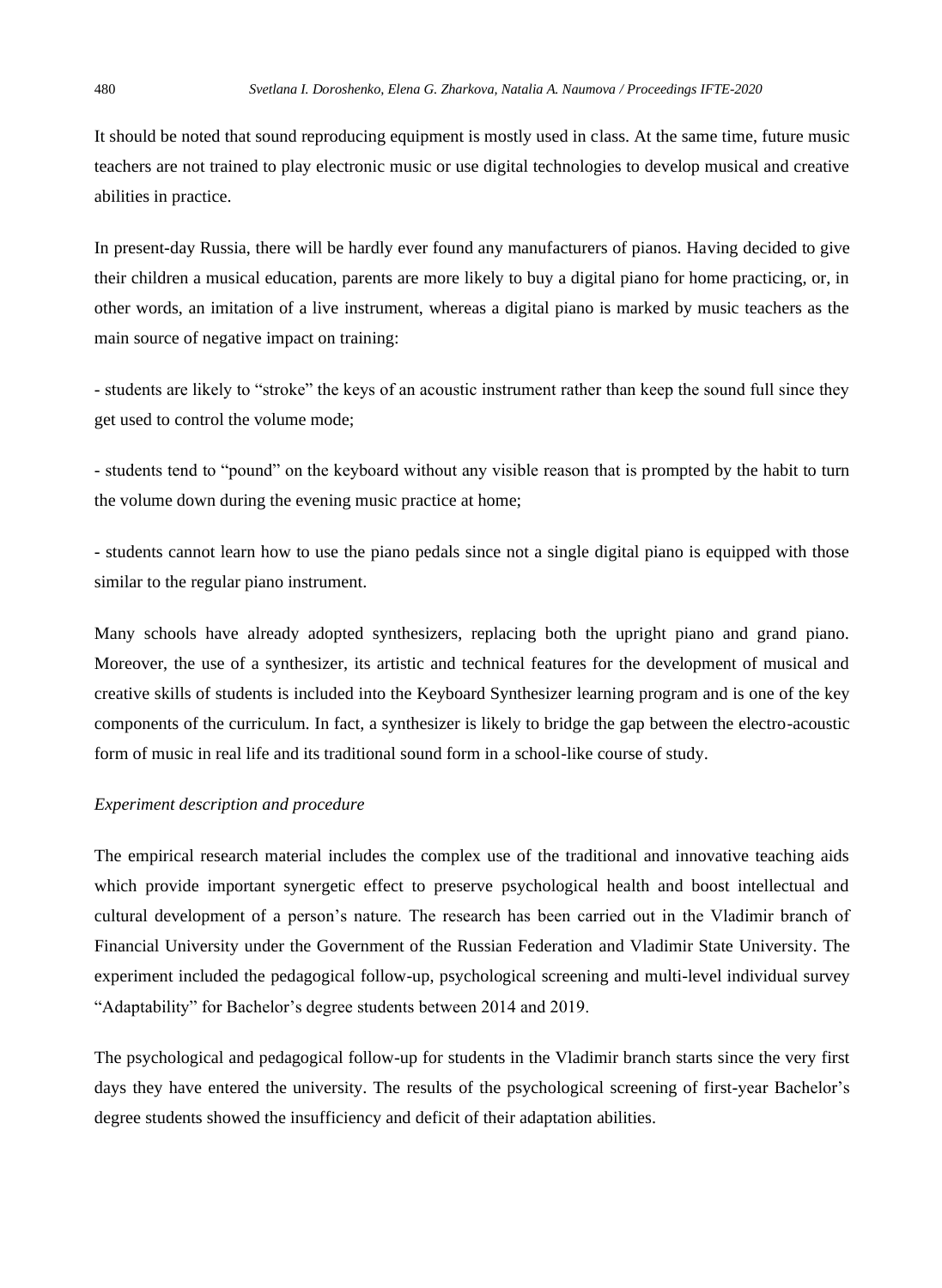It should be noted that sound reproducing equipment is mostly used in class. At the same time, future music teachers are not trained to play electronic music or use digital technologies to develop musical and creative abilities in practice.

In present-day Russia, there will be hardly ever found any manufacturers of pianos. Having decided to give their children a musical education, parents are more likely to buy a digital piano for home practicing, or, in other words, an imitation of a live instrument, whereas a digital piano is marked by music teachers as the main source of negative impact on training:

- students are likely to “stroke” the keys of an acoustic instrument rather than keep the sound full since they get used to control the volume mode;

- students tend to “pound” on the keyboard without any visible reason that is prompted by the habit to turn the volume down during the evening music practice at home;

- students cannot learn how to use the piano pedals since not a single digital piano is equipped with those similar to the regular piano instrument.

Many schools have already adopted synthesizers, replacing both the upright piano and grand piano. Moreover, the use of a synthesizer, its artistic and technical features for the development of musical and creative skills of students is included into the Keyboard Synthesizer learning program and is one of the key components of the curriculum. In fact, a synthesizer is likely to bridge the gap between the electro-acoustic form of music in real life and its traditional sound form in a school-like course of study.

*Experiment description and procedure*

The empirical research material includes the complex use of the traditional and innovative teaching aids which provide important synergetic effect to preserve psychological health and boost intellectual and cultural development of a person’s nature. The research has been carried out in the Vladimir branch of Financial University under the Government of the Russian Federation and Vladimir State University. The experiment included the pedagogical follow-up, psychological screening and multi-level individual survey “Adaptability” for Bachelor’s degree students between 2014 and 2019.

The psychological and pedagogical follow-up for students in the Vladimir branch starts since the very first days they have entered the university. The results of the psychological screening of first-year Bachelor’s degree students showed the insufficiency and deficit of their adaptation abilities.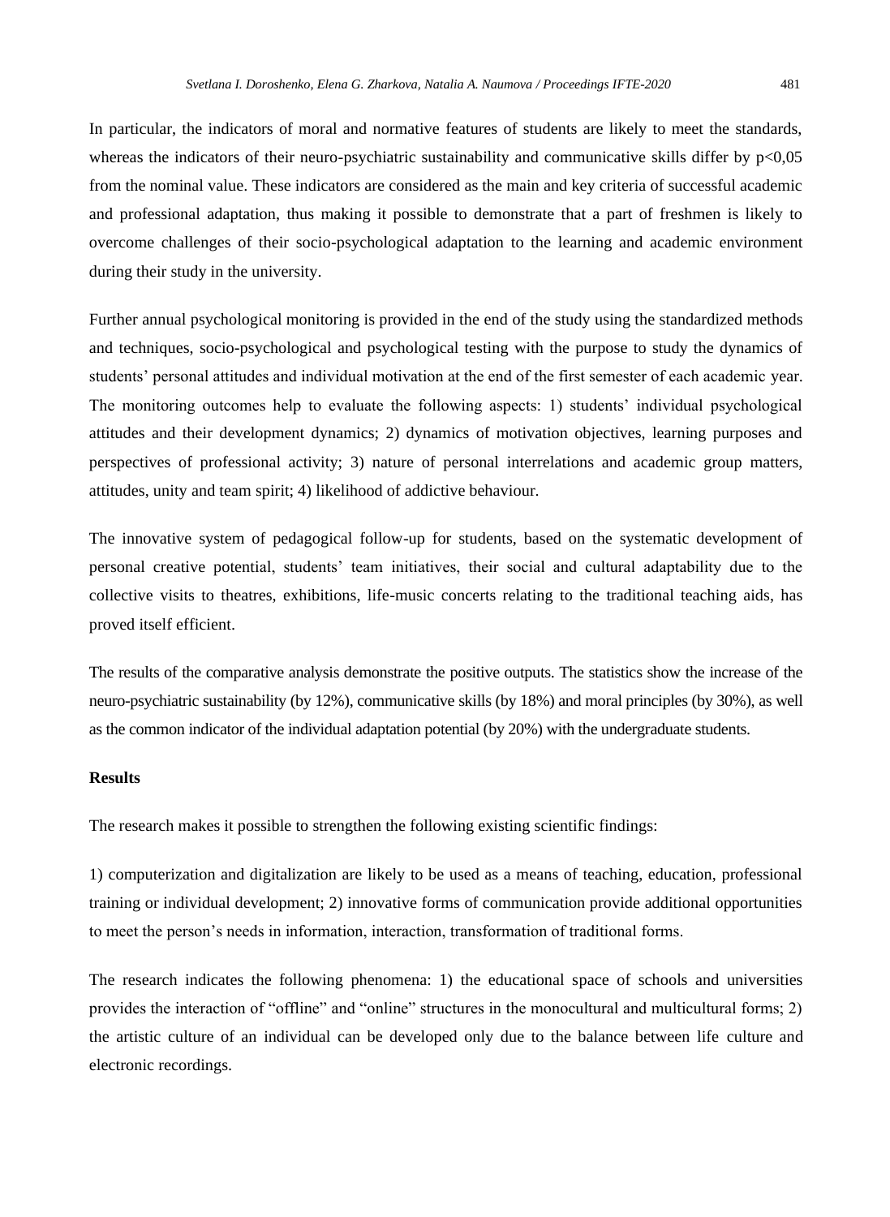In particular, the indicators of moral and normative features of students are likely to meet the standards, whereas the indicators of their neuro-psychiatric sustainability and communicative skills differ by $p<0,05$ from the nominal value. These indicators are considered as the main and key criteria of successful academic and professional adaptation, thus making it possible to demonstrate that a part of freshmen is likely to overcome challenges of their socio-psychological adaptation to the learning and academic environment during their study in the university.

Further annual psychological monitoring is provided in the end of the study using the standardized methods and techniques, socio-psychological and psychological testing with the purpose to study the dynamics of students' personal attitudes and individual motivation at the end of the first semester of each academic year. The monitoring outcomes help to evaluate the following aspects: 1) students' individual psychological attitudes and their development dynamics; 2) dynamics of motivation objectives, learning purposes and perspectives of professional activity; 3) nature of personal interrelations and academic group matters, attitudes, unity and team spirit; 4) likelihood of addictive behaviour.

The innovative system of pedagogical follow-up for students, based on the systematic development of personal creative potential, students' team initiatives, their social and cultural adaptability due to the collective visits to theatres, exhibitions, life-music concerts relating to the traditional teaching aids, has proved itself efficient.

The results of the comparative analysis demonstrate the positive outputs. The statistics show the increase of the neuro-psychiatric sustainability (by 12%), communicative skills (by 18%) and moral principles (by 30%), as well as the common indicator of the individual adaptation potential (by 20%) with the undergraduate students.

**Results**

The research makes it possible to strengthen the following existing scientific findings:

1) computerization and digitalization are likely to be used as a means of teaching, education, professional training or individual development; 2) innovative forms of communication provide additional opportunities to meet the person's needs in information, interaction, transformation of traditional forms.

The research indicates the following phenomena: 1) the educational space of schools and universities provides the interaction of "offline" and "online" structures in the monocultural and multicultural forms; 2) the artistic culture of an individual can be developed only due to the balance between life culture and electronic recordings.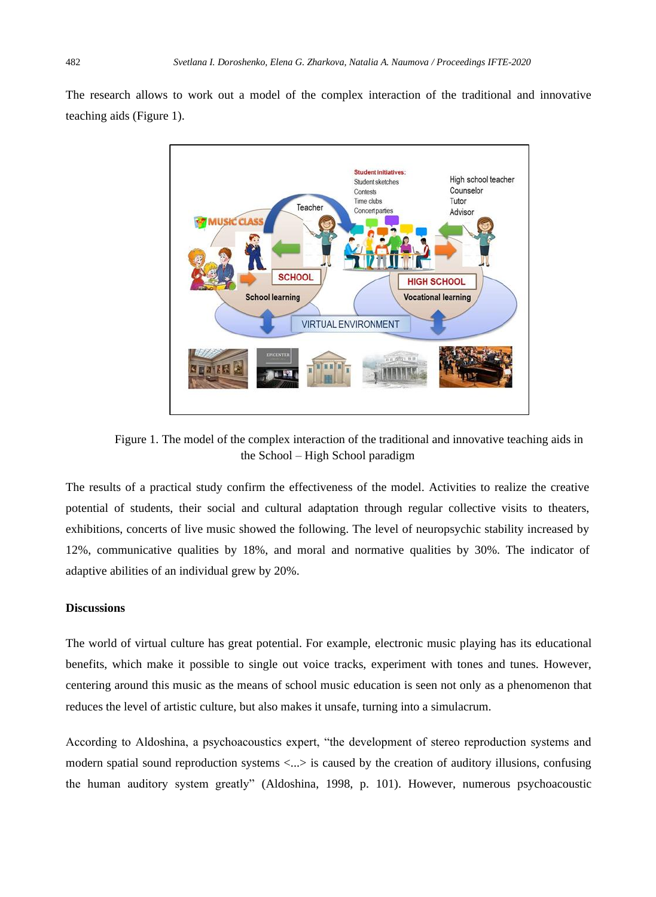The research allows to work out a model of the complex interaction of the traditional and innovative teaching aids (Figure 1).

Figure 1. The model of the complex interaction of the traditional and innovative teaching aids in the School – High School paradigm

The results of a practical study confirm the effectiveness of the model. Activities to realize the creative potential of students, their social and cultural adaptation through regular collective visits to theaters, exhibitions, concerts of live music showed the following. The level of neuropsychic stability increased by 12%, communicative qualities by 18%, and moral and normative qualities by 30%. The indicator of adaptive abilities of an individual grew by 20%.

## Discussions

The world of virtual culture has great potential. For example, electronic music playing has its educational benefits, which make it possible to single out voice tracks, experiment with tones and tunes. However, centering around this music as the means of school music education is seen not only as a phenomenon that reduces the level of artistic culture, but also makes it unsafe, turning into a simulacrum.

According to Aldoshina, a psychoacoustics expert, "the development of stereo reproduction systems and modern spatial sound reproduction systems <...> is caused by the creation of auditory illusions, confusing the human auditory system greatly" (Aldoshina, 1998, p. 101). However, numerous psychoacoustic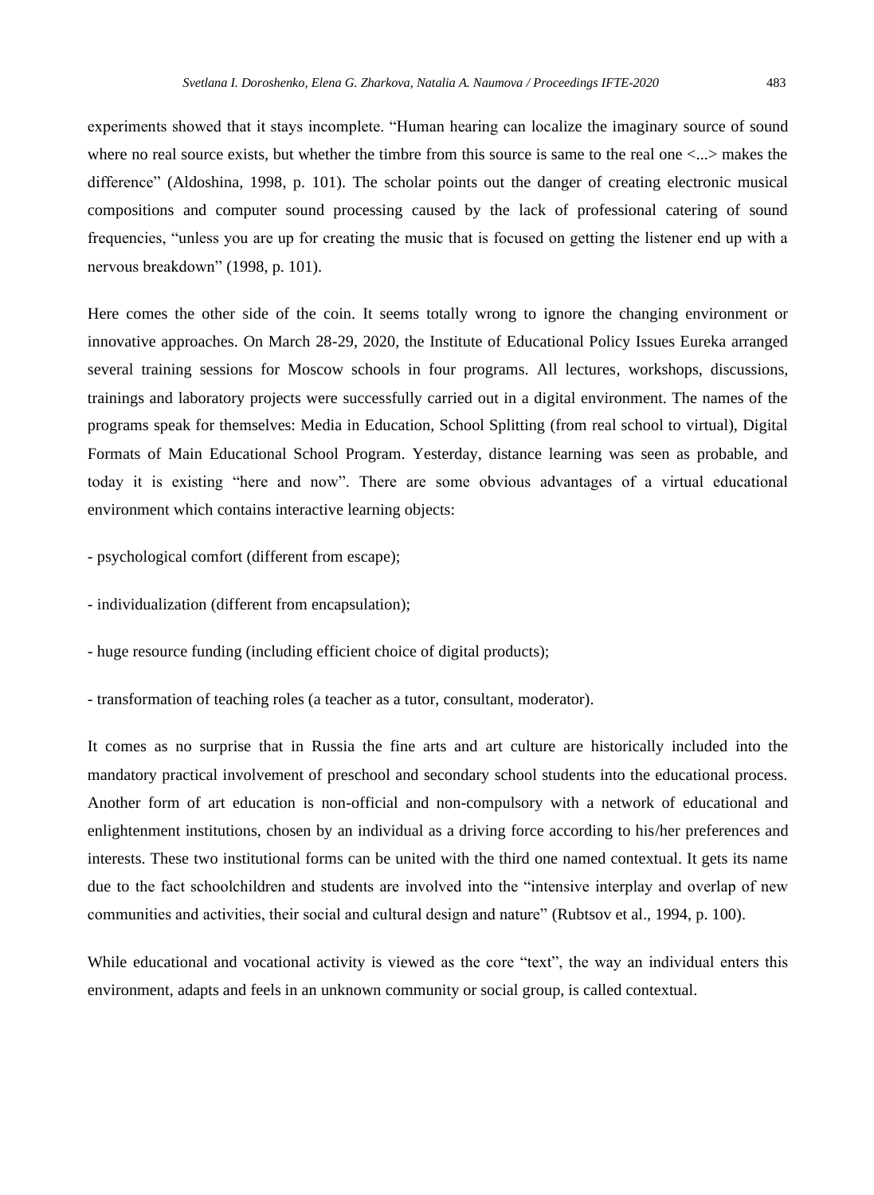experiments showed that it stays incomplete. “Human hearing can localize the imaginary source of sound where no real source exists, but whether the timbre from this source is same to the real one <...> makes the difference” (Aldoshina, 1998, p. 101). The scholar points out the danger of creating electronic musical compositions and computer sound processing caused by the lack of professional catering of sound frequencies, “unless you are up for creating the music that is focused on getting the listener end up with a nervous breakdown” (1998, p. 101).

Here comes the other side of the coin. It seems totally wrong to ignore the changing environment or innovative approaches. On March 28-29, 2020, the Institute of Educational Policy Issues Eureka arranged several training sessions for Moscow schools in four programs. All lectures, workshops, discussions, trainings and laboratory projects were successfully carried out in a digital environment. The names of the programs speak for themselves: Media in Education, School Splitting (from real school to virtual), Digital Formats of Main Educational School Program. Yesterday, distance learning was seen as probable, and today it is existing “here and now”. There are some obvious advantages of a virtual educational environment which contains interactive learning objects:

- psychological comfort (different from escape);

- individualization (different from encapsulation);

- huge resource funding (including efficient choice of digital products);

- transformation of teaching roles (a teacher as a tutor, consultant, moderator).

It comes as no surprise that in Russia the fine arts and art culture are historically included into the mandatory practical involvement of preschool and secondary school students into the educational process. Another form of art education is non-official and non-compulsory with a network of educational and enlightenment institutions, chosen by an individual as a driving force according to his/her preferences and interests. These two institutional forms can be united with the third one named contextual. It gets its name due to the fact schoolchildren and students are involved into the “intensive interplay and overlap of new communities and activities, their social and cultural design and nature” (Rubtsov et al., 1994, p. 100).

While educational and vocational activity is viewed as the core “text”, the way an individual enters this environment, adapts and feels in an unknown community or social group, is called contextual.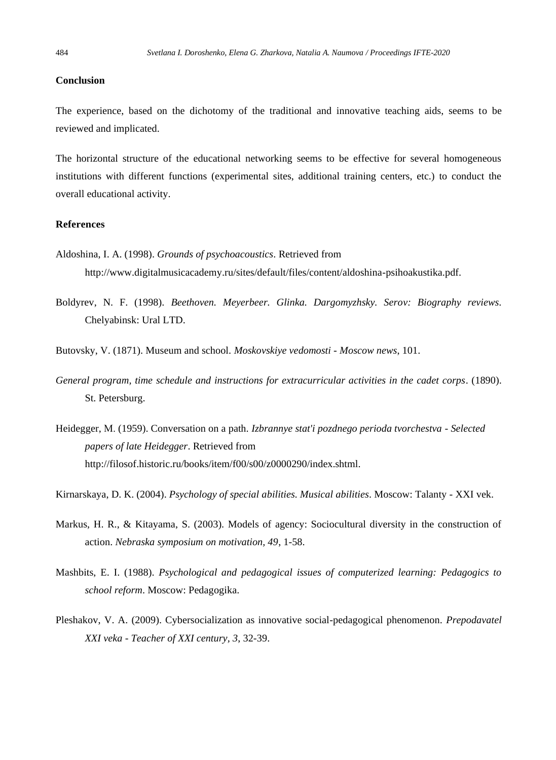## Conclusion

The experience, based on the dichotomy of the traditional and innovative teaching aids, seems to be reviewed and implicated.

The horizontal structure of the educational networking seems to be effective for several homogeneous institutions with different functions (experimental sites, additional training centers, etc.) to conduct the overall educational activity.

## References

Aldoshina, I. A. (1998). *Grounds of psychoacoustics*. Retrieved from http://www.digitalmusicacademy.ru/sites/default/files/content/aldoshina-psihoakustika.pdf.

Boldyrev, N. F. (1998). *Beethoven. Meyerbeer. Glinka. Dargomyzhsky. Serov: Biography reviews*. Chelyabinsk: Ural LTD.

Butovsky, V. (1871). Museum and school. *Moskovskiye vedomosti - Moscow news*, 101.

*General program, time schedule and instructions for extracurricular activities in the cadet corps*. (1890). St. Petersburg.

Heidegger, M. (1959). Conversation on a path. *Izbrannye stat'i pozdnego perioda tvorchestva - Selected papers of late Heidegger*. Retrieved from http://filosof.historic.ru/books/item/f00/s00/z0000290/index.shtml.

Kirnarskaya, D. K. (2004). *Psychology of special abilities. Musical abilities*. Moscow: Talanty - XXI vek.

Markus, H. R., & Kitayama, S. (2003). Models of agency: Sociocultural diversity in the construction of action. *Nebraska symposium on motivation, 49*, 1-58.

Mashbits, E. I. (1988). *Psychological and pedagogical issues of computerized learning: Pedagogics to school reform*. Moscow: Pedagogika.

Pleshakov, V. A. (2009). Cybersocialization as innovative social-pedagogical phenomenon. *Prepodavatel XXI veka - Teacher of XXI century, 3*, 32-39.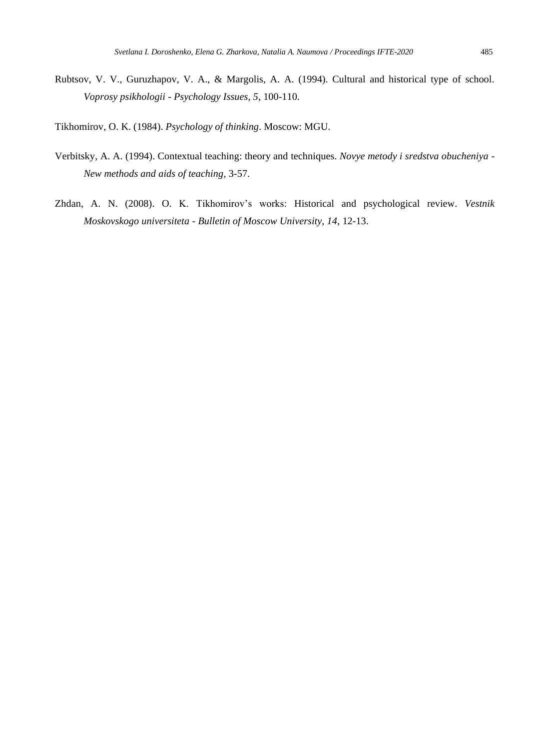Rubtsov, V. V., Guruzhapov, V. A., & Margolis, A. A. (1994). Cultural and historical type of school. *Voprosy psikhologii - Psychology Issues*, *5*, 100-110.

Tikhomirov, O. K. (1984). *Psychology of thinking*. Moscow: MGU.

Verbitsky, A. A. (1994). Contextual teaching: theory and techniques. *Novye metody i sredstva obucheniya - New methods and aids of teaching*, 3-57.

Zhdan, A. N. (2008). O. K. Tikhomirov's works: Historical and psychological review. *Vestnik Moskovskogo universiteta - Bulletin of Moscow University, 14*, 12-13.